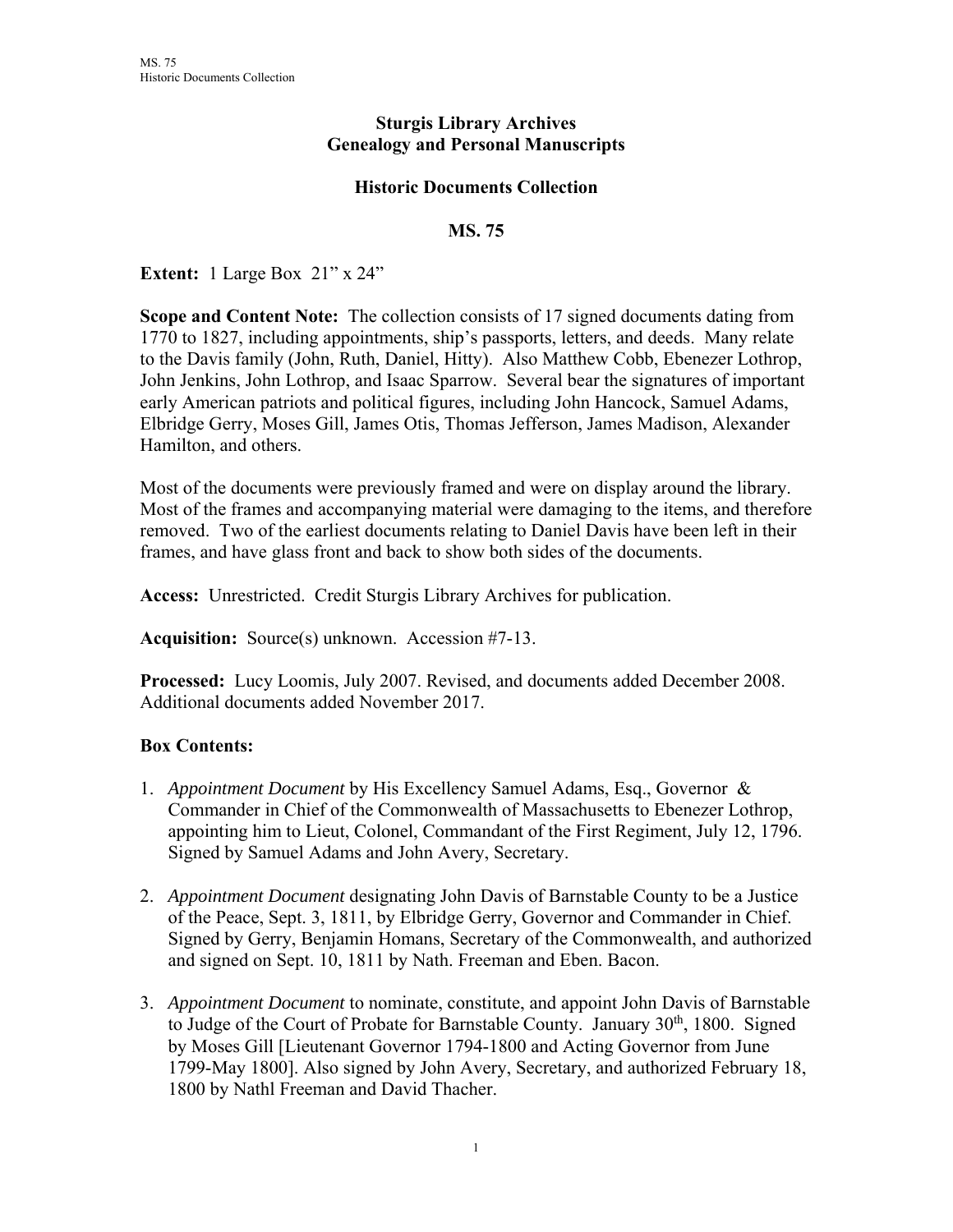**Sturgis Library Archives**
**Genealogy and Personal Manuscripts**

**Historic Documents Collection**

**MS. 75**

**Extent:** 1 Large Box 21" x 24"

**Scope and Content Note:** The collection consists of 17 signed documents dating from 1770 to 1827, including appointments, ship's passports, letters, and deeds. Many relate to the Davis family (John, Ruth, Daniel, Hitty). Also Matthew Cobb, Ebenezer Lothrop, John Jenkins, John Lothrop, and Isaac Sparrow. Several bear the signatures of important early American patriots and political figures, including John Hancock, Samuel Adams, Elbridge Gerry, Moses Gill, James Otis, Thomas Jefferson, James Madison, Alexander Hamilton, and others.

Most of the documents were previously framed and were on display around the library. Most of the frames and accompanying material were damaging to the items, and therefore removed. Two of the earliest documents relating to Daniel Davis have been left in their frames, and have glass front and back to show both sides of the documents.

**Access:** Unrestricted. Credit Sturgis Library Archives for publication.

**Acquisition:** Source(s) unknown. Accession #7-13.

**Processed:** Lucy Loomis, July 2007. Revised, and documents added December 2008. Additional documents added November 2017.

**Box Contents:**

1. *Appointment Document* by His Excellency Samuel Adams, Esq., Governor & Commander in Chief of the Commonwealth of Massachusetts to Ebenezer Lothrop, appointing him to Lieut, Colonel, Commandant of the First Regiment, July 12, 1796. Signed by Samuel Adams and John Avery, Secretary.

2. *Appointment Document* designating John Davis of Barnstable County to be a Justice of the Peace, Sept. 3, 1811, by Elbridge Gerry, Governor and Commander in Chief. Signed by Gerry, Benjamin Homans, Secretary of the Commonwealth, and authorized and signed on Sept. 10, 1811 by Nath. Freeman and Eben. Bacon.

3. *Appointment Document* to nominate, constitute, and appoint John Davis of Barnstable to Judge of the Court of Probate for Barnstable County. January 30th, 1800. Signed by Moses Gill [Lieutenant Governor 1794-1800 and Acting Governor from June 1799-May 1800]. Also signed by John Avery, Secretary, and authorized February 18, 1800 by Nathl Freeman and David Thacher.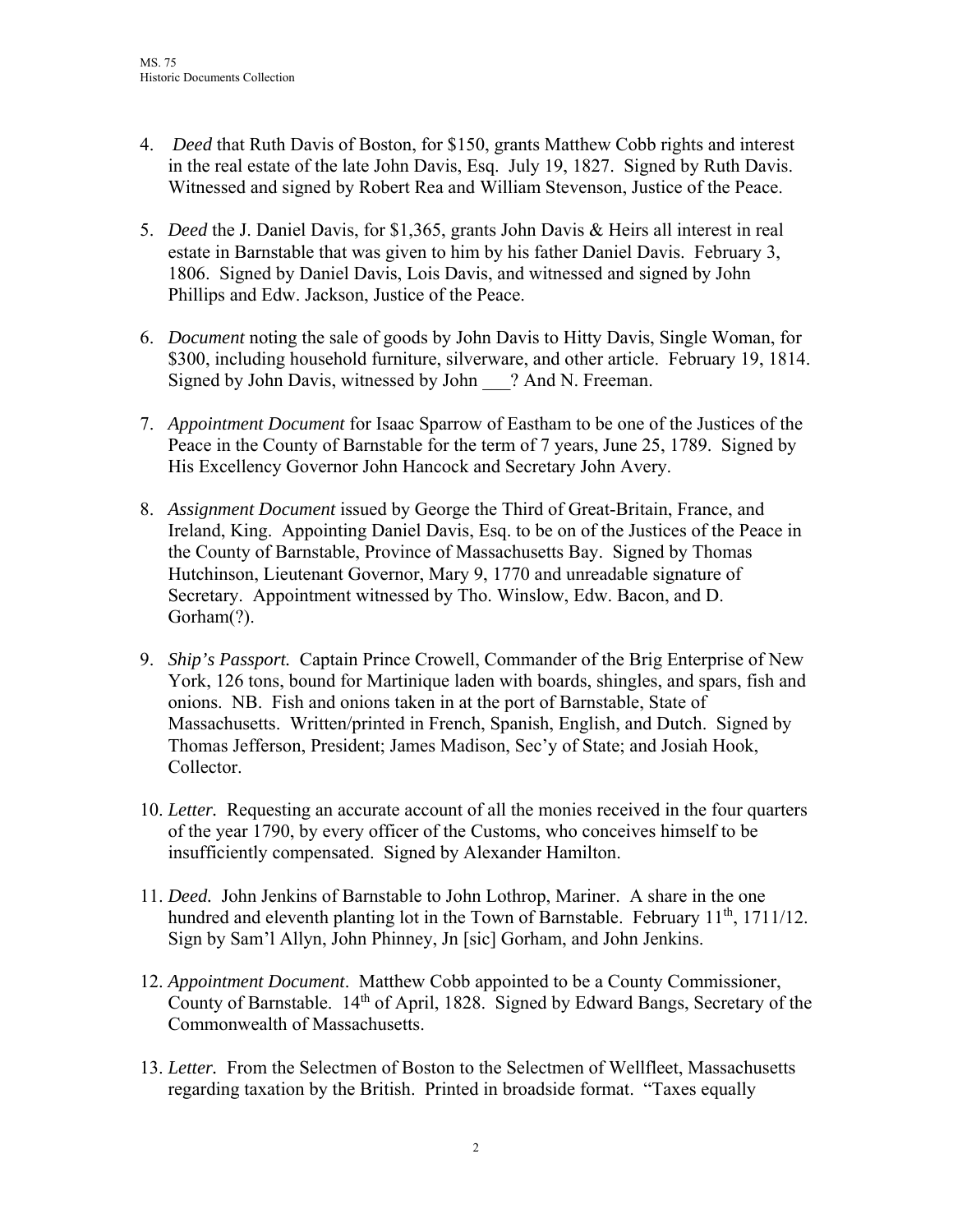4. *Deed* that Ruth Davis of Boston, for $150, grants Matthew Cobb rights and interest in the real estate of the late John Davis, Esq. July 19, 1827. Signed by Ruth Davis. Witnessed and signed by Robert Rea and William Stevenson, Justice of the Peace.

5. *Deed* the J. Daniel Davis, for $1,365, grants John Davis & Heirs all interest in real estate in Barnstable that was given to him by his father Daniel Davis. February 3, 1806. Signed by Daniel Davis, Lois Davis, and witnessed and signed by John Phillips and Edw. Jackson, Justice of the Peace.

6. *Document* noting the sale of goods by John Davis to Hitty Davis, Single Woman, for $300, including household furniture, silverware, and other article. February 19, 1814. Signed by John Davis, witnessed by John ___? And N. Freeman.

7. *Appointment Document* for Isaac Sparrow of Eastham to be one of the Justices of the Peace in the County of Barnstable for the term of 7 years, June 25, 1789. Signed by His Excellency Governor John Hancock and Secretary John Avery.

8. *Assignment Document* issued by George the Third of Great-Britain, France, and Ireland, King. Appointing Daniel Davis, Esq. to be on of the Justices of the Peace in the County of Barnstable, Province of Massachusetts Bay. Signed by Thomas Hutchinson, Lieutenant Governor, Mary 9, 1770 and unreadable signature of Secretary. Appointment witnessed by Tho. Winslow, Edw. Bacon, and D. Gorham(?).

9. *Ship's Passport.* Captain Prince Crowell, Commander of the Brig Enterprise of New York, 126 tons, bound for Martinique laden with boards, shingles, and spars, fish and onions. NB. Fish and onions taken in at the port of Barnstable, State of Massachusetts. Written/printed in French, Spanish, English, and Dutch. Signed by Thomas Jefferson, President; James Madison, Sec'y of State; and Josiah Hook, Collector.

10. *Letter.* Requesting an accurate account of all the monies received in the four quarters of the year 1790, by every officer of the Customs, who conceives himself to be insufficiently compensated. Signed by Alexander Hamilton.

11. *Deed.* John Jenkins of Barnstable to John Lothrop, Mariner. A share in the one hundred and eleventh planting lot in the Town of Barnstable. February 11th, 1711/12. Sign by Sam'l Allyn, John Phinney, Jn [sic] Gorham, and John Jenkins.

12. *Appointment Document*. Matthew Cobb appointed to be a County Commissioner, County of Barnstable. 14th of April, 1828. Signed by Edward Bangs, Secretary of the Commonwealth of Massachusetts.

13. *Letter.* From the Selectmen of Boston to the Selectmen of Wellfleet, Massachusetts regarding taxation by the British. Printed in broadside format. "Taxes equally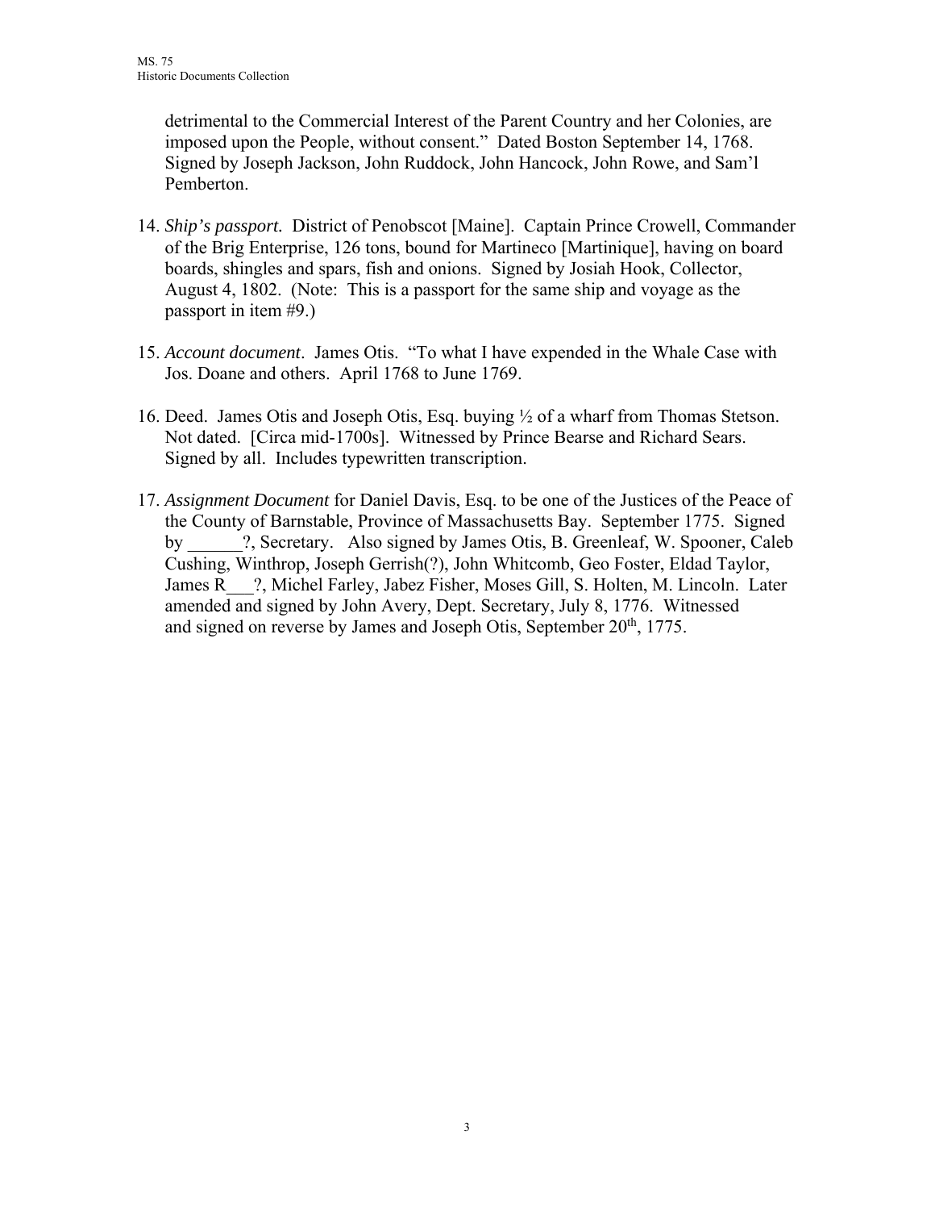detrimental to the Commercial Interest of the Parent Country and her Colonies, are imposed upon the People, without consent." Dated Boston September 14, 1768. Signed by Joseph Jackson, John Ruddock, John Hancock, John Rowe, and Sam'l Pemberton.

14. *Ship's passport.* District of Penobscot [Maine]. Captain Prince Crowell, Commander of the Brig Enterprise, 126 tons, bound for Martineco [Martinique], having on board boards, shingles and spars, fish and onions. Signed by Josiah Hook, Collector, August 4, 1802. (Note: This is a passport for the same ship and voyage as the passport in item #9.)

15. *Account document*. James Otis. "To what I have expended in the Whale Case with Jos. Doane and others. April 1768 to June 1769.

16. Deed. James Otis and Joseph Otis, Esq. buying ½ of a wharf from Thomas Stetson. Not dated. [Circa mid-1700s]. Witnessed by Prince Bearse and Richard Sears. Signed by all. Includes typewritten transcription.

17. *Assignment Document* for Daniel Davis, Esq. to be one of the Justices of the Peace of the County of Barnstable, Province of Massachusetts Bay. September 1775. Signed by ______?, Secretary. Also signed by James Otis, B. Greenleaf, W. Spooner, Caleb Cushing, Winthrop, Joseph Gerrish(?), John Whitcomb, Geo Foster, Eldad Taylor, James R___?, Michel Farley, Jabez Fisher, Moses Gill, S. Holten, M. Lincoln. Later amended and signed by John Avery, Dept. Secretary, July 8, 1776. Witnessed and signed on reverse by James and Joseph Otis, September 20th, 1775.